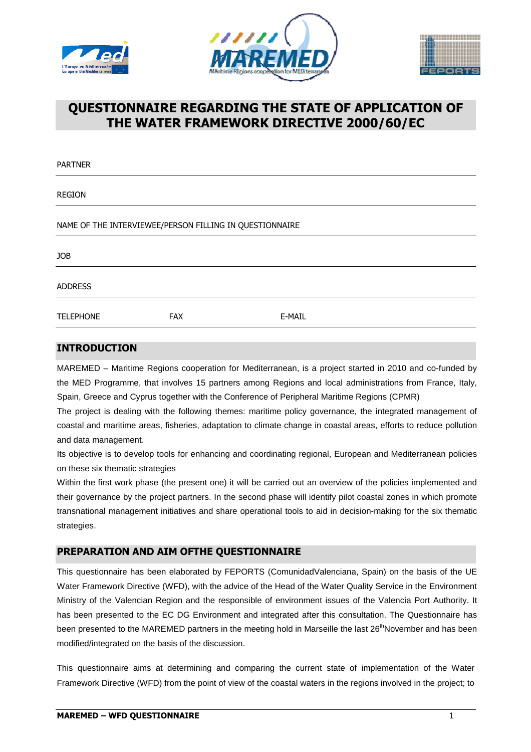# QUESTIONNAIRE REGARDING THE STATE OF APPLICATION OF THE WATER FRAMEWORK DIRECTIVE 2000/60/EC

PARTNER

---

REGION

---

NAME OF THE INTERVIEWEE/PERSON FILLING IN QUESTIONNAIRE

---

JOB

---

ADDRESS

---

TELEPHONE FAX E-MAIL

---

## INTRODUCTION

MAREMED – Maritime Regions cooperation for Mediterranean, is a project started in 2010 and co-funded by the MED Programme, that involves 15 partners among Regions and local administrations from France, Italy, Spain, Greece and Cyprus together with the Conference of Peripheral Maritime Regions (CPMR)

The project is dealing with the following themes: maritime policy governance, the integrated management of coastal and maritime areas, fisheries, adaptation to climate change in coastal areas, efforts to reduce pollution and data management.

Its objective is to develop tools for enhancing and coordinating regional, European and Mediterranean policies on these six thematic strategies

Within the first work phase (the present one) it will be carried out an overview of the policies implemented and their governance by the project partners. In the second phase will identify pilot coastal zones in which promote transnational management initiatives and share operational tools to aid in decision-making for the six thematic strategies.

## PREPARATION AND AIM OFTHE QUESTIONNAIRE

This questionnaire has been elaborated by FEPORTS (ComunidadValenciana, Spain) on the basis of the UE Water Framework Directive (WFD), with the advice of the Head of the Water Quality Service in the Environment Ministry of the Valencian Region and the responsible of environment issues of the Valencia Port Authority. It has been presented to the EC DG Environment and integrated after this consultation. The Questionnaire has been presented to the MAREMED partners in the meeting hold in Marseille the last 26th November and has been modified/integrated on the basis of the discussion.

This questionnaire aims at determining and comparing the current state of implementation of the Water Framework Directive (WFD) from the point of view of the coastal waters in the regions involved in the project; to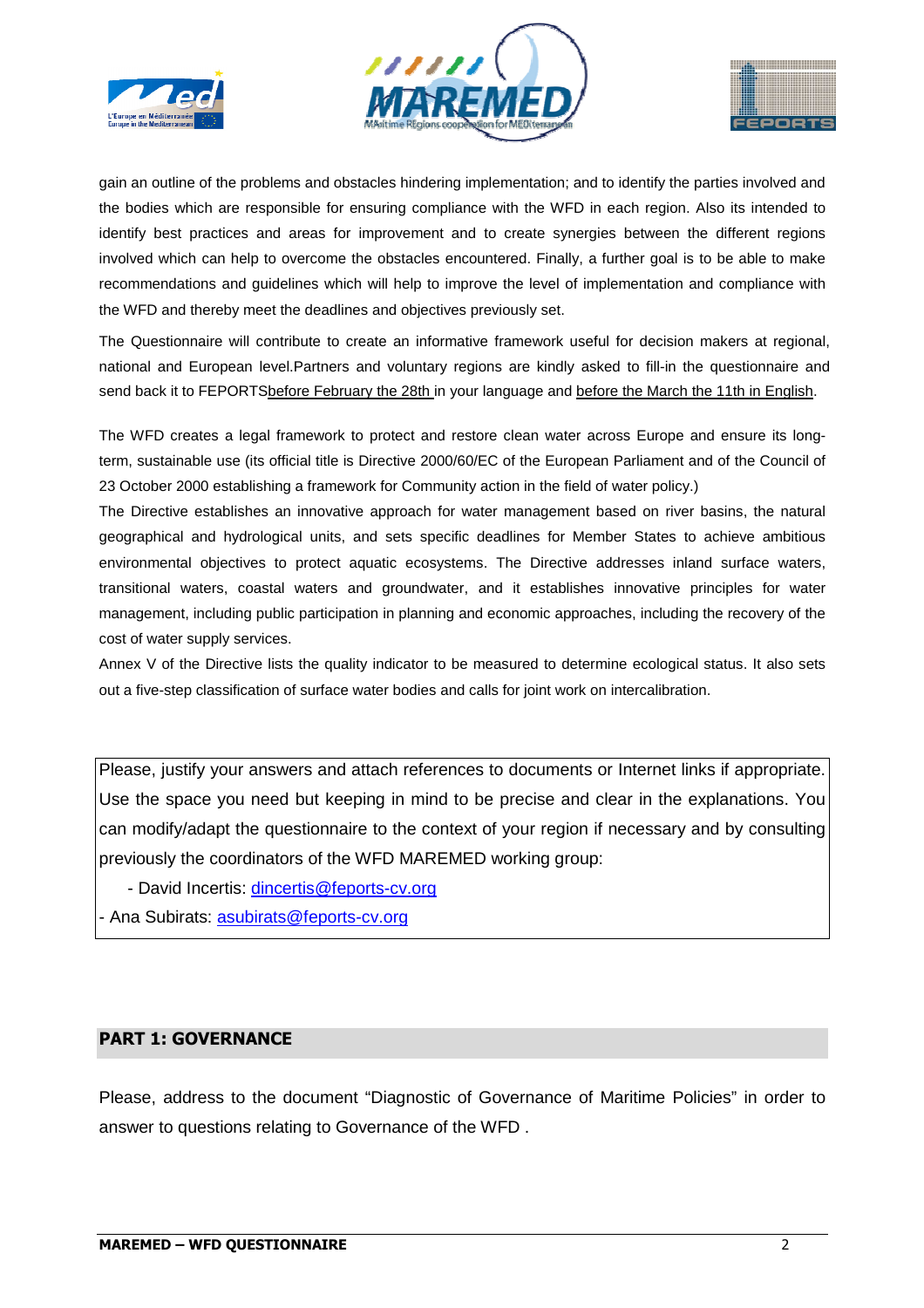gain an outline of the problems and obstacles hindering implementation; and to identify the parties involved and the bodies which are responsible for ensuring compliance with the WFD in each region. Also its intended to identify best practices and areas for improvement and to create synergies between the different regions involved which can help to overcome the obstacles encountered. Finally, a further goal is to be able to make recommendations and guidelines which will help to improve the level of implementation and compliance with the WFD and thereby meet the deadlines and objectives previously set.

The Questionnaire will contribute to create an informative framework useful for decision makers at regional, national and European level.Partners and voluntary regions are kindly asked to fill-in the questionnaire and send back it to FEPORTSbefore February the 28th in your language and before the March the 11th in English.

The WFD creates a legal framework to protect and restore clean water across Europe and ensure its long-term, sustainable use (its official title is Directive 2000/60/EC of the European Parliament and of the Council of 23 October 2000 establishing a framework for Community action in the field of water policy.)

The Directive establishes an innovative approach for water management based on river basins, the natural geographical and hydrological units, and sets specific deadlines for Member States to achieve ambitious environmental objectives to protect aquatic ecosystems. The Directive addresses inland surface waters, transitional waters, coastal waters and groundwater, and it establishes innovative principles for water management, including public participation in planning and economic approaches, including the recovery of the cost of water supply services.

Annex V of the Directive lists the quality indicator to be measured to determine ecological status. It also sets out a five-step classification of surface water bodies and calls for joint work on intercalibration.

Please, justify your answers and attach references to documents or Internet links if appropriate. Use the space you need but keeping in mind to be precise and clear in the explanations. You can modify/adapt the questionnaire to the context of your region if necessary and by consulting previously the coordinators of the WFD MAREMED working group:

- David Incertis: dincertis@feports-cv.org
- Ana Subirats: asubirats@feports-cv.org

## PART 1: GOVERNANCE

Please, address to the document “Diagnostic of Governance of Maritime Policies” in order to answer to questions relating to Governance of the WFD .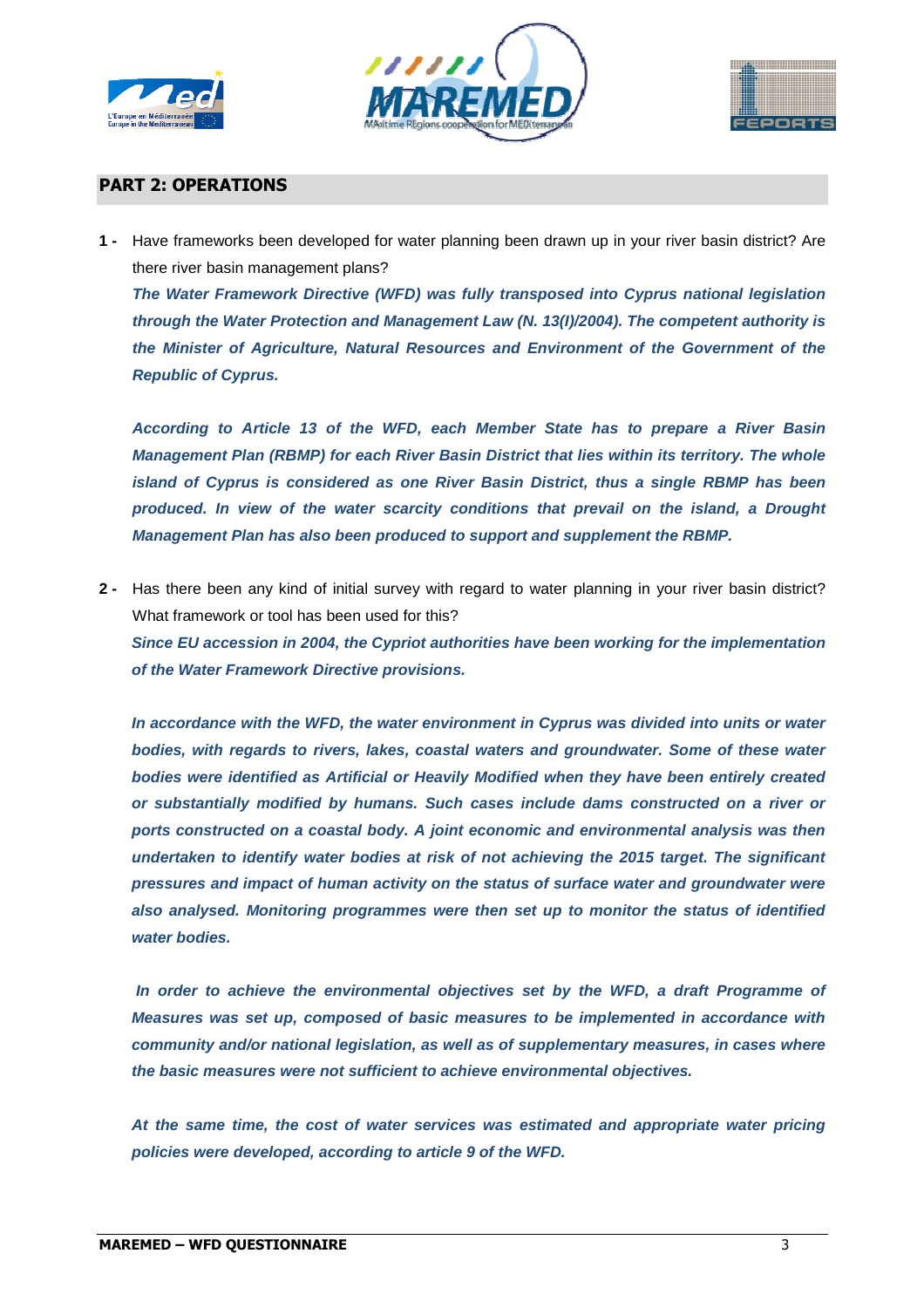## PART 2: OPERATIONS

1 - Have frameworks been developed for water planning been drawn up in your river basin district? Are there river basin management plans?

***The Water Framework Directive (WFD) was fully transposed into Cyprus national legislation through the Water Protection and Management Law (N. 13(I)/2004). The competent authority is the Minister of Agriculture, Natural Resources and Environment of the Government of the Republic of Cyprus.***

***According to Article 13 of the WFD, each Member State has to prepare a River Basin Management Plan (RBMP) for each River Basin District that lies within its territory. The whole island of Cyprus is considered as one River Basin District, thus a single RBMP has been produced. In view of the water scarcity conditions that prevail on the island, a Drought Management Plan has also been produced to support and supplement the RBMP.***

2 - Has there been any kind of initial survey with regard to water planning in your river basin district? What framework or tool has been used for this?

***Since EU accession in 2004, the Cypriot authorities have been working for the implementation of the Water Framework Directive provisions.***

***In accordance with the WFD, the water environment in Cyprus was divided into units or water bodies, with regards to rivers, lakes, coastal waters and groundwater. Some of these water bodies were identified as Artificial or Heavily Modified when they have been entirely created or substantially modified by humans. Such cases include dams constructed on a river or ports constructed on a coastal body. A joint economic and environmental analysis was then undertaken to identify water bodies at risk of not achieving the 2015 target. The significant pressures and impact of human activity on the status of surface water and groundwater were also analysed. Monitoring programmes were then set up to monitor the status of identified water bodies.***

***In order to achieve the environmental objectives set by the WFD, a draft Programme of Measures was set up, composed of basic measures to be implemented in accordance with community and/or national legislation, as well as of supplementary measures, in cases where the basic measures were not sufficient to achieve environmental objectives.***

***At the same time, the cost of water services was estimated and appropriate water pricing policies were developed, according to article 9 of the WFD.***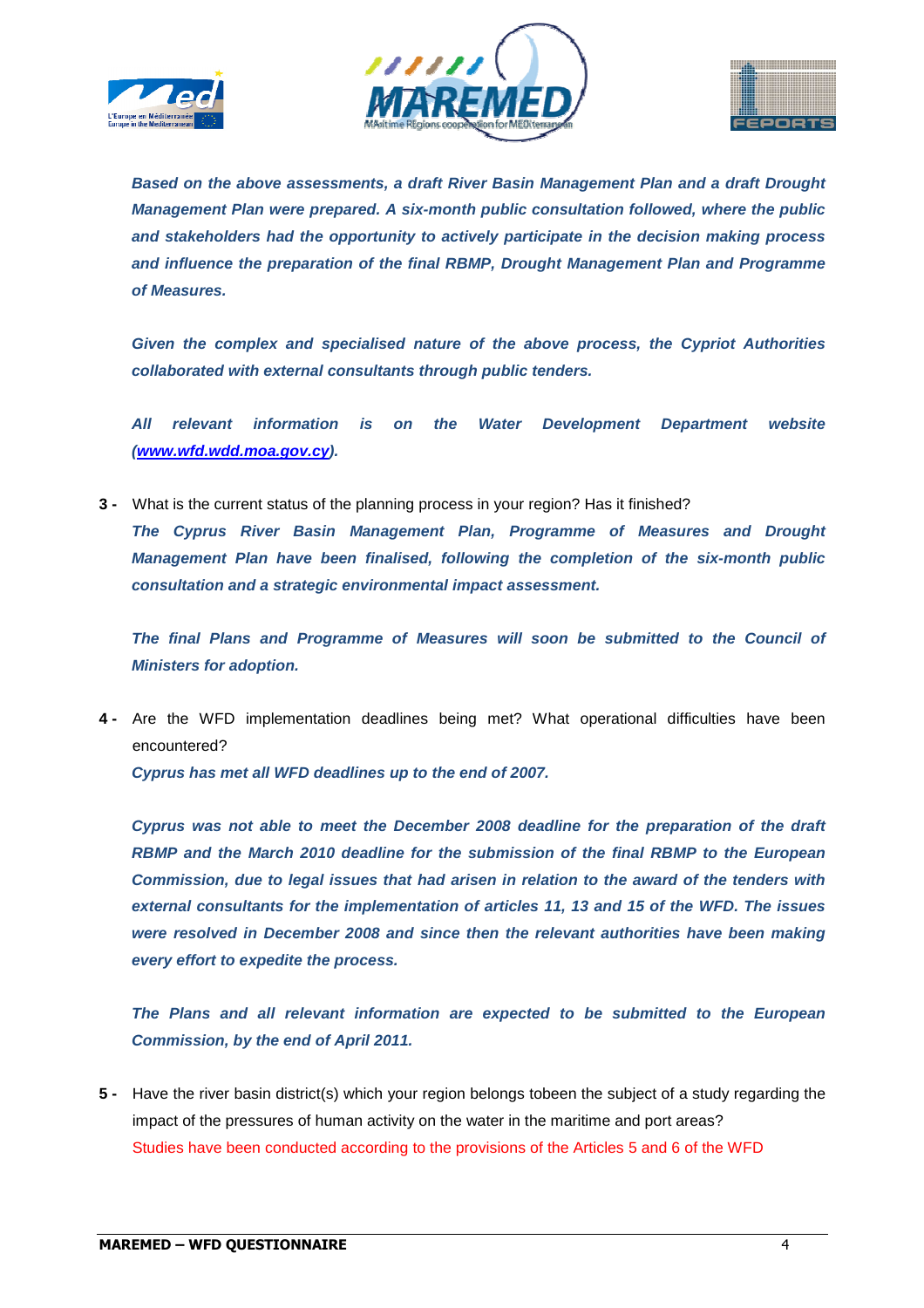***Based on the above assessments, a draft River Basin Management Plan and a draft Drought Management Plan were prepared. A six-month public consultation followed, where the public and stakeholders had the opportunity to actively participate in the decision making process and influence the preparation of the final RBMP, Drought Management Plan and Programme of Measures.***

***Given the complex and specialised nature of the above process, the Cypriot Authorities collaborated with external consultants through public tenders.***

***All relevant information is on the Water Development Department website ([www.wfd.wdd.moa.gov.cy](http://www.wfd.wdd.moa.gov.cy)).***

**3 -** What is the current status of the planning process in your region? Has it finished?

***The Cyprus River Basin Management Plan, Programme of Measures and Drought Management Plan have been finalised, following the completion of the six-month public consultation and a strategic environmental impact assessment.***

***The final Plans and Programme of Measures will soon be submitted to the Council of Ministers for adoption.***

**4 -** Are the WFD implementation deadlines being met? What operational difficulties have been encountered?

***Cyprus has met all WFD deadlines up to the end of 2007.***

***Cyprus was not able to meet the December 2008 deadline for the preparation of the draft RBMP and the March 2010 deadline for the submission of the final RBMP to the European Commission, due to legal issues that had arisen in relation to the award of the tenders with external consultants for the implementation of articles 11, 13 and 15 of the WFD. The issues were resolved in December 2008 and since then the relevant authorities have been making every effort to expedite the process.***

***The Plans and all relevant information are expected to be submitted to the European Commission, by the end of April 2011.***

**5 -** Have the river basin district(s) which your region belongs tobeen the subject of a study regarding the impact of the pressures of human activity on the water in the maritime and port areas?

Studies have been conducted according to the provisions of the Articles 5 and 6 of the WFD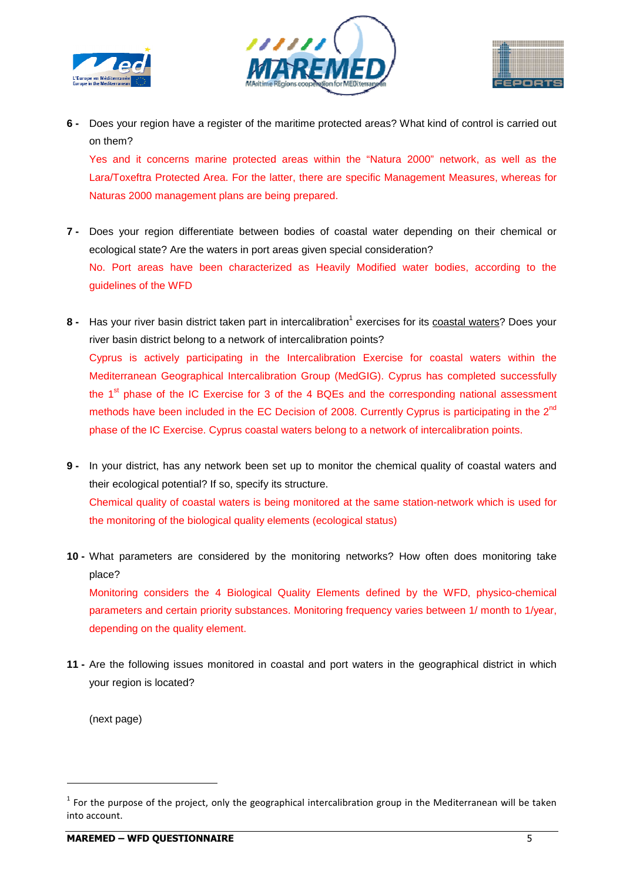6 - Does your region have a register of the maritime protected areas? What kind of control is carried out on them?

Yes and it concerns marine protected areas within the “Natura 2000” network, as well as the Lara/Toxeftra Protected Area. For the latter, there are specific Management Measures, whereas for Naturas 2000 management plans are being prepared.

7 - Does your region differentiate between bodies of coastal water depending on their chemical or ecological state? Are the waters in port areas given special consideration?

No. Port areas have been characterized as Heavily Modified water bodies, according to the guidelines of the WFD

8 - Has your river basin district taken part in intercalibration[1] exercises for its <u>coastal waters</u>? Does your river basin district belong to a network of intercalibration points?

Cyprus is actively participating in the Intercalibration Exercise for coastal waters within the Mediterranean Geographical Intercalibration Group (MedGIG). Cyprus has completed successfully the 1st phase of the IC Exercise for 3 of the 4 BQEs and the corresponding national assessment methods have been included in the EC Decision of 2008. Currently Cyprus is participating in the 2nd phase of the IC Exercise. Cyprus coastal waters belong to a network of intercalibration points.

9 - In your district, has any network been set up to monitor the chemical quality of coastal waters and their ecological potential? If so, specify its structure.

Chemical quality of coastal waters is being monitored at the same station-network which is used for the monitoring of the biological quality elements (ecological status)

10 - What parameters are considered by the monitoring networks? How often does monitoring take place?

Monitoring considers the 4 Biological Quality Elements defined by the WFD, physico-chemical parameters and certain priority substances. Monitoring frequency varies between 1/ month to 1/year, depending on the quality element.

11 - Are the following issues monitored in coastal and port waters in the geographical district in which your region is located?

(next page)

---

[1] For the purpose of the project, only the geographical intercalibration group in the Mediterranean will be taken into account.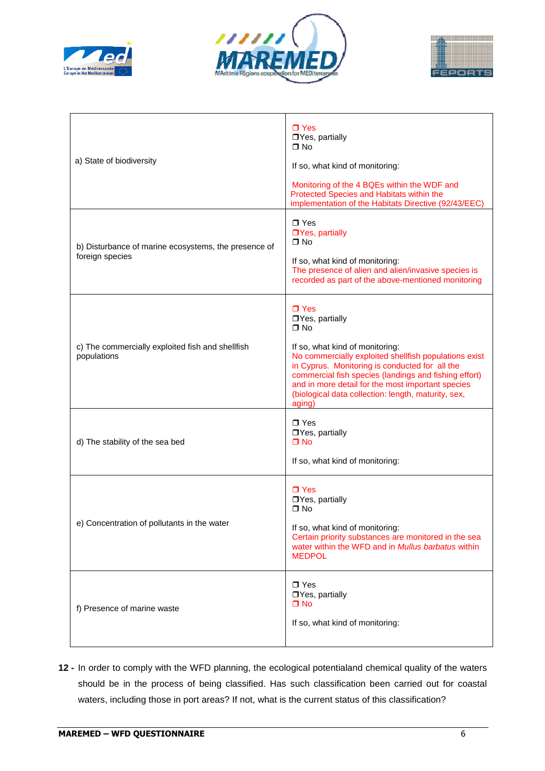| | |
|---|---|
| a) State of biodiversity | ❒ Yes<br>❒Yes, partially<br>❒ No<br><br>If so, what kind of monitoring:<br><br>Monitoring of the 4 BQEs within the WDF and Protected Species and Habitats within the implementation of the Habitats Directive (92/43/EEC) |
| b) Disturbance of marine ecosystems, the presence of foreign species | ❒ Yes<br>❒Yes, partially<br>❒ No<br><br>If so, what kind of monitoring:<br>The presence of alien and alien/invasive species is recorded as part of the above-mentioned monitoring |
| c) The commercially exploited fish and shellfish populations | ❒ Yes<br>❒Yes, partially<br>❒ No<br><br>If so, what kind of monitoring:<br>No commercially exploited shellfish populations exist in Cyprus. Monitoring is conducted for all the commercial fish species (landings and fishing effort) and in more detail for the most important species (biological data collection: length, maturity, sex, aging) |
| d) The stability of the sea bed | ❒ Yes<br>❒Yes, partially<br>❒ No<br><br>If so, what kind of monitoring: |
| e) Concentration of pollutants in the water | ❒ Yes<br>❒Yes, partially<br>❒ No<br><br>If so, what kind of monitoring:<br>Certain priority substances are monitored in the sea water within the WFD and in *Mullus barbatus* within MEDPOL |
| f) Presence of marine waste | ❒ Yes<br>❒Yes, partially<br>❒ No<br><br>If so, what kind of monitoring: |

**12 -** In order to comply with the WFD planning, the ecological potentialand chemical quality of the waters should be in the process of being classified. Has such classification been carried out for coastal waters, including those in port areas? If not, what is the current status of this classification?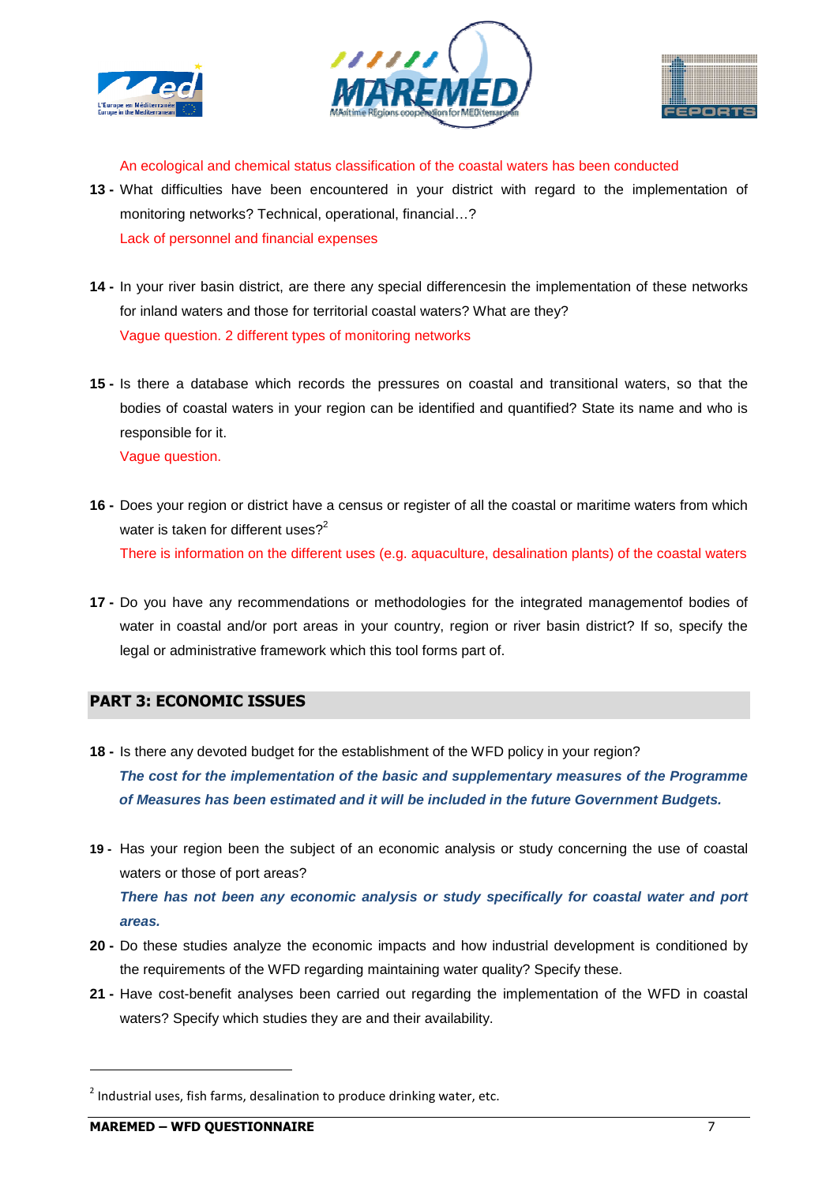An ecological and chemical status classification of the coastal waters has been conducted

13 - What difficulties have been encountered in your district with regard to the implementation of monitoring networks? Technical, operational, financial…?

Lack of personnel and financial expenses

14 - In your river basin district, are there any special differencesin the implementation of these networks for inland waters and those for territorial coastal waters? What are they?

Vague question. 2 different types of monitoring networks

15 - Is there a database which records the pressures on coastal and transitional waters, so that the bodies of coastal waters in your region can be identified and quantified? State its name and who is responsible for it.

Vague question.

16 - Does your region or district have a census or register of all the coastal or maritime waters from which water is taken for different uses?[2]

There is information on the different uses (e.g. aquaculture, desalination plants) of the coastal waters

17 - Do you have any recommendations or methodologies for the integrated managementof bodies of water in coastal and/or port areas in your country, region or river basin district? If so, specify the legal or administrative framework which this tool forms part of.

## PART 3: ECONOMIC ISSUES

18 - Is there any devoted budget for the establishment of the WFD policy in your region?

***The cost for the implementation of the basic and supplementary measures of the Programme of Measures has been estimated and it will be included in the future Government Budgets.***

19 - Has your region been the subject of an economic analysis or study concerning the use of coastal waters or those of port areas?

***There has not been any economic analysis or study specifically for coastal water and port areas.***

20 - Do these studies analyze the economic impacts and how industrial development is conditioned by the requirements of the WFD regarding maintaining water quality? Specify these.

21 - Have cost-benefit analyses been carried out regarding the implementation of the WFD in coastal waters? Specify which studies they are and their availability.

---

[2] Industrial uses, fish farms, desalination to produce drinking water, etc.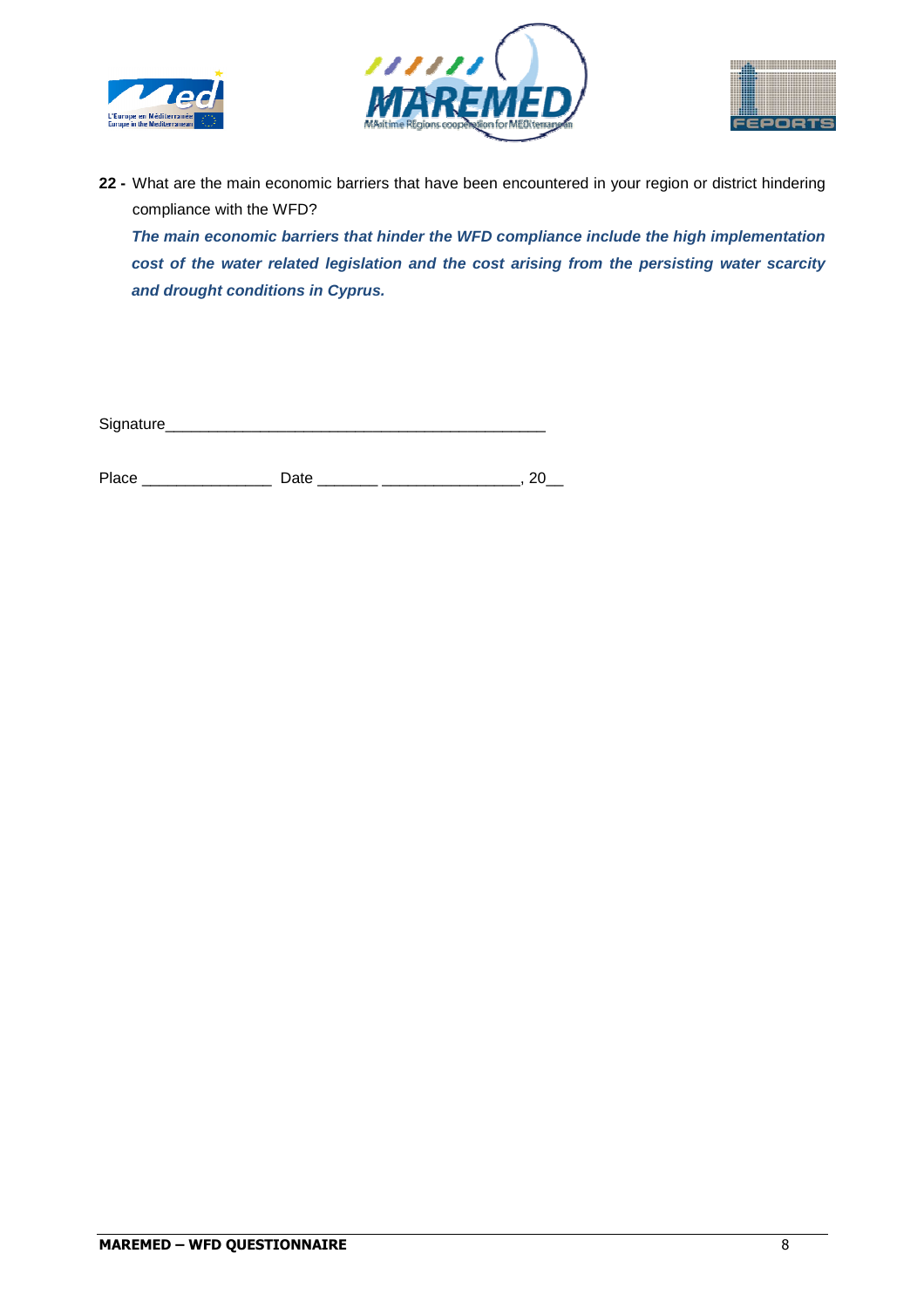**22 -** What are the main economic barriers that have been encountered in your region or district hindering compliance with the WFD?

***The main economic barriers that hinder the WFD compliance include the high implementation cost of the water related legislation and the cost arising from the persisting water scarcity and drought conditions in Cyprus.***

Signature_______________________________________________

Place ________________ Date _______ ________________, 20__